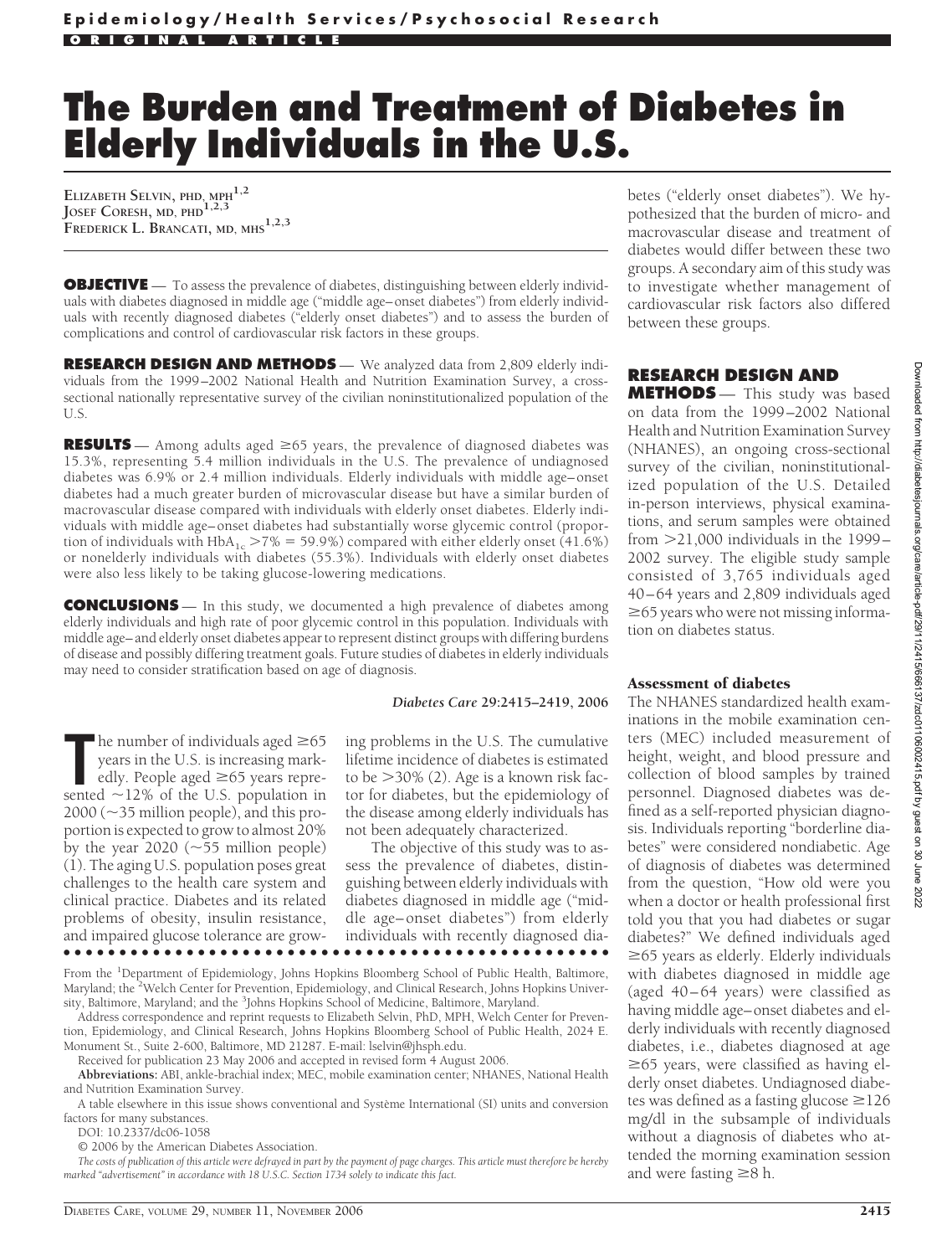Epidemiology/Health Services/Psychosocial Research

ORIGINAL ARTICLE

# The Burden and Treatment of Diabetes in Elderly Individuals in the U.S.

ELIZABETH SELVIN, PHD, MPH[1,2]
JOSEF CORESH, MD, PHD[1,2,3]
FREDERICK L. BRANCATI, MD, MHS[1,2,3]

**OBJECTIVE** — To assess the prevalence of diabetes, distinguishing between elderly individuals with diabetes diagnosed in middle age ("middle age–onset diabetes") from elderly individuals with recently diagnosed diabetes ("elderly onset diabetes") and to assess the burden of complications and control of cardiovascular risk factors in these groups.

**RESEARCH DESIGN AND METHODS** — We analyzed data from 2,809 elderly individuals from the 1999–2002 National Health and Nutrition Examination Survey, a cross-sectional nationally representative survey of the civilian noninstitutionalized population of the U.S.

**RESULTS** — Among adults aged ≥65 years, the prevalence of diagnosed diabetes was 15.3%, representing 5.4 million individuals in the U.S. The prevalence of undiagnosed diabetes was 6.9% or 2.4 million individuals. Elderly individuals with middle age–onset diabetes had a much greater burden of microvascular disease but have a similar burden of macrovascular disease compared with individuals with elderly onset diabetes. Elderly individuals with middle age–onset diabetes had substantially worse glycemic control (proportion of individuals with $HbA_{1c}$ >7% = 59.9%) compared with either elderly onset (41.6%) or nonelderly individuals with diabetes (55.3%). Individuals with elderly onset diabetes were also less likely to be taking glucose-lowering medications.

**CONCLUSIONS** — In this study, we documented a high prevalence of diabetes among elderly individuals and high rate of poor glycemic control in this population. Individuals with middle age– and elderly onset diabetes appear to represent distinct groups with differing burdens of disease and possibly differing treatment goals. Future studies of diabetes in elderly individuals may need to consider stratification based on age of diagnosis.

*Diabetes Care* **29**:2415–2419, 2006

The number of individuals aged ≥65 years in the U.S. is increasing markedly. People aged ≥65 years represented ~12% of the U.S. population in 2000 (~35 million people), and this proportion is expected to grow to almost 20% by the year 2020 (~55 million people) (1). The aging U.S. population poses great challenges to the health care system and clinical practice. Diabetes and its related problems of obesity, insulin resistance, and impaired glucose tolerance are growing problems in the U.S. The cumulative lifetime incidence of diabetes is estimated to be >30% (2). Age is a known risk factor for diabetes, but the epidemiology of the disease among elderly individuals has not been adequately characterized.

The objective of this study was to assess the prevalence of diabetes, distinguishing between elderly individuals with diabetes diagnosed in middle age ("middle age–onset diabetes") from elderly individuals with recently diagnosed diabetes ("elderly onset diabetes"). We hypothesized that the burden of micro- and macrovascular disease and treatment of diabetes would differ between these two groups. A secondary aim of this study was to investigate whether management of cardiovascular risk factors also differed between these groups.

From the [1]Department of Epidemiology, Johns Hopkins Bloomberg School of Public Health, Baltimore, Maryland; the [2]Welch Center for Prevention, Epidemiology, and Clinical Research, Johns Hopkins University, Baltimore, Maryland; and the [3]Johns Hopkins School of Medicine, Baltimore, Maryland.

Address correspondence and reprint requests to Elizabeth Selvin, PhD, MPH, Welch Center for Prevention, Epidemiology, and Clinical Research, Johns Hopkins Bloomberg School of Public Health, 2024 E. Monument St., Suite 2-600, Baltimore, MD 21287. E-mail: lselvin@jhsph.edu.

Received for publication 23 May 2006 and accepted in revised form 4 August 2006.

**Abbreviations:** ABI, ankle-brachial index; MEC, mobile examination center; NHANES, National Health and Nutrition Examination Survey.

A table elsewhere in this issue shows conventional and Système International (SI) units and conversion factors for many substances.

DOI: 10.2337/dc06-1058

© 2006 by the American Diabetes Association.

*The costs of publication of this article were defrayed in part by the payment of page charges. This article must therefore be hereby marked "advertisement" in accordance with 18 U.S.C. Section 1734 solely to indicate this fact.*

## RESEARCH DESIGN AND METHODS

This study was based on data from the 1999–2002 National Health and Nutrition Examination Survey (NHANES), an ongoing cross-sectional survey of the civilian, noninstitutionalized population of the U.S. Detailed in-person interviews, physical examinations, and serum samples were obtained from >21,000 individuals in the 1999–2002 survey. The eligible study sample consisted of 3,765 individuals aged 40–64 years and 2,809 individuals aged ≥65 years who were not missing information on diabetes status.

### Assessment of diabetes

The NHANES standardized health examinations in the mobile examination centers (MEC) included measurement of height, weight, and blood pressure and collection of blood samples by trained personnel. Diagnosed diabetes was defined as a self-reported physician diagnosis. Individuals reporting "borderline diabetes" were considered nondiabetic. Age of diagnosis of diabetes was determined from the question, "How old were you when a doctor or health professional first told you that you had diabetes or sugar diabetes?" We defined individuals aged ≥65 years as elderly. Elderly individuals with diabetes diagnosed in middle age (aged 40–64 years) were classified as having middle age–onset diabetes and elderly individuals with recently diagnosed diabetes, i.e., diabetes diagnosed at age ≥65 years, were classified as having elderly onset diabetes. Undiagnosed diabetes was defined as a fasting glucose ≥126 mg/dl in the subsample of individuals without a diagnosis of diabetes who attended the morning examination session and were fasting ≥8 h.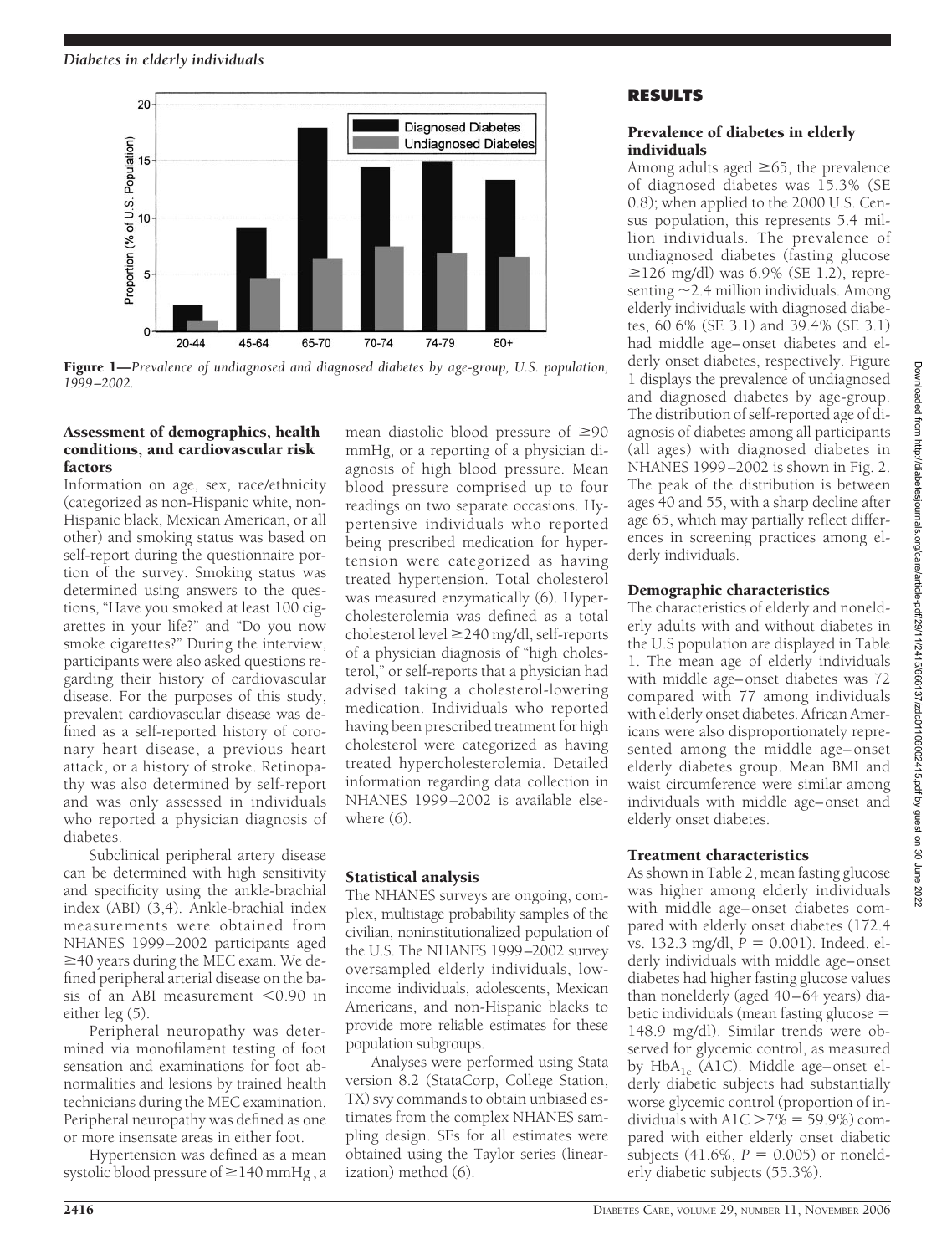**Figure 1**—*Prevalence of undiagnosed and diagnosed diabetes by age-group, U.S. population, 1999–2002.*

### Assessment of demographics, health conditions, and cardiovascular risk factors

Information on age, sex, race/ethnicity (categorized as non-Hispanic white, non-Hispanic black, Mexican American, or all other) and smoking status was based on self-report during the questionnaire portion of the survey. Smoking status was determined using answers to the questions, "Have you smoked at least 100 cigarettes in your life?" and "Do you now smoke cigarettes?" During the interview, participants were also asked questions regarding their history of cardiovascular disease. For the purposes of this study, prevalent cardiovascular disease was defined as a self-reported history of coronary heart disease, a previous heart attack, or a history of stroke. Retinopathy was also determined by self-report and was only assessed in individuals who reported a physician diagnosis of diabetes.

Subclinical peripheral artery disease can be determined with high sensitivity and specificity using the ankle-brachial index (ABI) (3,4). Ankle-brachial index measurements were obtained from NHANES 1999–2002 participants aged ≥40 years during the MEC exam. We defined peripheral arterial disease on the basis of an ABI measurement <0.90 in either leg (5).

Peripheral neuropathy was determined via monofilament testing of foot sensation and examinations for foot abnormalities and lesions by trained health technicians during the MEC examination. Peripheral neuropathy was defined as one or more insensate areas in either foot.

Hypertension was defined as a mean systolic blood pressure of ≥140 mmHg, a mean diastolic blood pressure of ≥90 mmHg, or a reporting of a physician diagnosis of high blood pressure. Mean blood pressure comprised up to four readings on two separate occasions. Hypertensive individuals who reported being prescribed medication for hypertension were categorized as having treated hypertension. Total cholesterol was measured enzymatically (6). Hypercholesterolemia was defined as a total cholesterol level ≥240 mg/dl, self-reports of a physician diagnosis of "high cholesterol," or self-reports that a physician had advised taking a cholesterol-lowering medication. Individuals who reported having been prescribed treatment for high cholesterol were categorized as having treated hypercholesterolemia. Detailed information regarding data collection in NHANES 1999–2002 is available elsewhere (6).

### Statistical analysis

The NHANES surveys are ongoing, complex, multistage probability samples of the civilian, noninstitutionalized population of the U.S. The NHANES 1999–2002 survey oversampled elderly individuals, low-income individuals, adolescents, Mexican Americans, and non-Hispanic blacks to provide more reliable estimates for these population subgroups.

Analyses were performed using Stata version 8.2 (StataCorp, College Station, TX) svy commands to obtain unbiased estimates from the complex NHANES sampling design. SEs for all estimates were obtained using the Taylor series (linearization) method (6).

## RESULTS

### Prevalence of diabetes in elderly individuals

Among adults aged ≥65, the prevalence of diagnosed diabetes was 15.3% (SE 0.8); when applied to the 2000 U.S. Census population, this represents 5.4 million individuals. The prevalence of undiagnosed diabetes (fasting glucose ≥126 mg/dl) was 6.9% (SE 1.2), representing ~2.4 million individuals. Among elderly individuals with diagnosed diabetes, 60.6% (SE 3.1) and 39.4% (SE 3.1) had middle age–onset diabetes and elderly onset diabetes, respectively. Figure 1 displays the prevalence of undiagnosed and diagnosed diabetes by age-group. The distribution of self-reported age of diagnosis of diabetes among all participants (all ages) with diagnosed diabetes in NHANES 1999–2002 is shown in Fig. 2. The peak of the distribution is between ages 40 and 55, with a sharp decline after age 65, which may partially reflect differences in screening practices among elderly individuals.

### Demographic characteristics

The characteristics of elderly and nonelderly adults with and without diabetes in the U.S population are displayed in Table 1. The mean age of elderly individuals with middle age–onset diabetes was 72 compared with 77 among individuals with elderly onset diabetes. African Americans were also disproportionately represented among the middle age–onset elderly diabetes group. Mean BMI and waist circumference were similar among individuals with middle age–onset and elderly onset diabetes.

### Treatment characteristics

As shown in Table 2, mean fasting glucose was higher among elderly individuals with middle age–onset diabetes compared with elderly onset diabetes (172.4 vs. 132.3 mg/dl, $P = 0.001$). Indeed, elderly individuals with middle age–onset diabetes had higher fasting glucose values than nonelderly (aged 40–64 years) diabetic individuals (mean fasting glucose = 148.9 mg/dl). Similar trends were observed for glycemic control, as measured by $HbA_{1c}$ (A1C). Middle age–onset elderly diabetic subjects had substantially worse glycemic control (proportion of individuals with A1C >7% = 59.9%) compared with either elderly onset diabetic subjects (41.6%, $P = 0.005$) or nonelderly diabetic subjects (55.3%).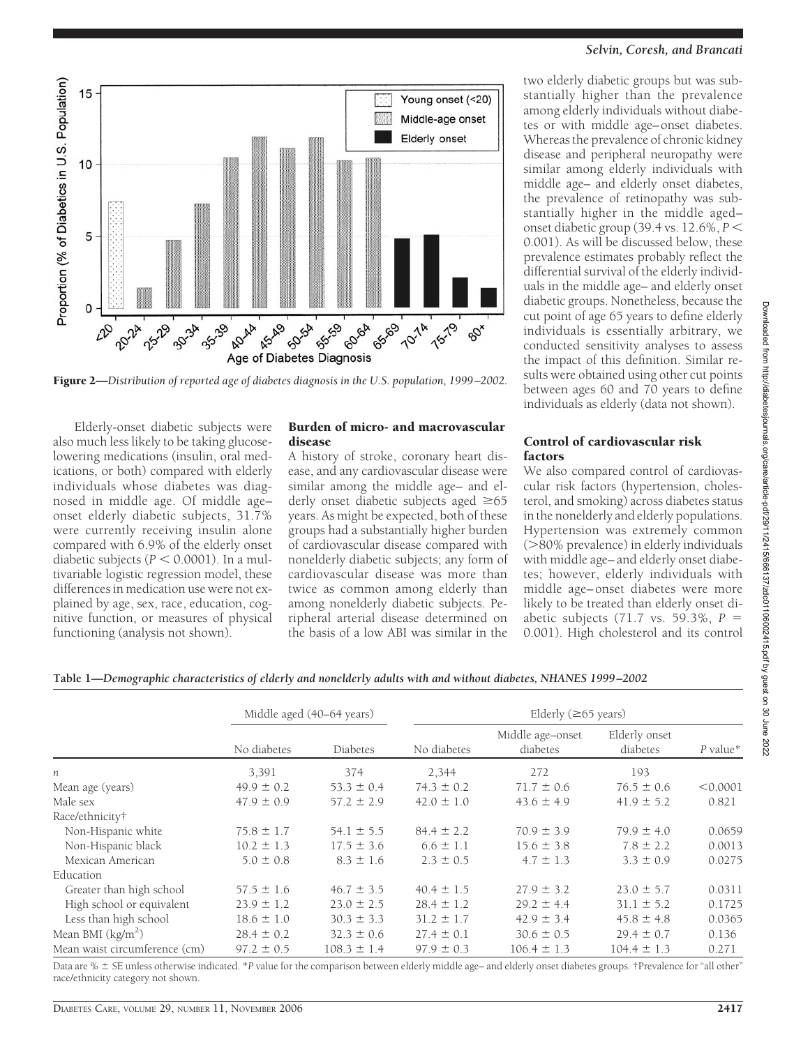**Figure 2**—*Distribution of reported age of diabetes diagnosis in the U.S. population, 1999–2002.*

Elderly-onset diabetic subjects were also much less likely to be taking glucose-lowering medications (insulin, oral medications, or both) compared with elderly individuals whose diabetes was diagnosed in middle age. Of middle age–onset elderly diabetic subjects, 31.7% were currently receiving insulin alone compared with 6.9% of the elderly onset diabetic subjects ($P < 0.0001$). In a multivariable logistic regression model, these differences in medication use were not explained by age, sex, race, education, cognitive function, or measures of physical functioning (analysis not shown).

### Burden of micro- and macrovascular disease

A history of stroke, coronary heart disease, and any cardiovascular disease were similar among the middle age– and elderly onset diabetic subjects aged ≥65 years. As might be expected, both of these groups had a substantially higher burden of cardiovascular disease compared with nonelderly diabetic subjects; any form of cardiovascular disease was more than twice as common among elderly than among nonelderly diabetic subjects. Peripheral arterial disease determined on the basis of a low ABI was similar in the two elderly diabetic groups but was substantially higher than the prevalence among elderly individuals without diabetes or with middle age–onset diabetes. Whereas the prevalence of chronic kidney disease and peripheral neuropathy were similar among elderly individuals with middle age– and elderly onset diabetes, the prevalence of retinopathy was substantially higher in the middle aged–onset diabetic group (39.4 vs. 12.6%, $P < 0.001$). As will be discussed below, these prevalence estimates probably reflect the differential survival of the elderly individuals in the middle age– and elderly onset diabetic groups. Nonetheless, because the cut point of age 65 years to define elderly individuals is essentially arbitrary, we conducted sensitivity analyses to assess the impact of this definition. Similar results were obtained using other cut points between ages 60 and 70 years to define individuals as elderly (data not shown).

### Control of cardiovascular risk factors

We also compared control of cardiovascular risk factors (hypertension, cholesterol, and smoking) across diabetes status in the nonelderly and elderly populations. Hypertension was extremely common (>80% prevalence) in elderly individuals with middle age– and elderly onset diabetes; however, elderly individuals with middle age–onset diabetes were more likely to be treated than elderly onset diabetic subjects (71.7 vs. 59.3%, $P = 0.001$). High cholesterol and its control

**Table 1**—*Demographic characteristics of elderly and nonelderly adults with and without diabetes, NHANES 1999–2002*

| | Middle aged (40–64 years) | | Elderly (≥65 years) | | | |
|---|---|---|---|---|---|---|
| | No diabetes | Diabetes | No diabetes | Middle age–onset diabetes | Elderly onset diabetes | *P* value* |
| *n* | 3,391 | 374 | 2,344 | 272 | 193 | |
| Mean age (years) | 49.9 ± 0.2 | 53.3 ± 0.4 | 74.3 ± 0.2 | 71.7 ± 0.6 | 76.5 ± 0.6 | <0.0001 |
| Male sex | 47.9 ± 0.9 | 57.2 ± 2.9 | 42.0 ± 1.0 | 43.6 ± 4.9 | 41.9 ± 5.2 | 0.821 |
| Race/ethnicity† | | | | | | |
| Non-Hispanic white | 75.8 ± 1.7 | 54.1 ± 5.5 | 84.4 ± 2.2 | 70.9 ± 3.9 | 79.9 ± 4.0 | 0.0659 |
| Non-Hispanic black | 10.2 ± 1.3 | 17.5 ± 3.6 | 6.6 ± 1.1 | 15.6 ± 3.8 | 7.8 ± 2.2 | 0.0013 |
| Mexican American | 5.0 ± 0.8 | 8.3 ± 1.6 | 2.3 ± 0.5 | 4.7 ± 1.3 | 3.3 ± 0.9 | 0.0275 |
| Education | | | | | | |
| Greater than high school | 57.5 ± 1.6 | 46.7 ± 3.5 | 40.4 ± 1.5 | 27.9 ± 3.2 | 23.0 ± 5.7 | 0.0311 |
| High school or equivalent | 23.9 ± 1.2 | 23.0 ± 2.5 | 28.4 ± 1.2 | 29.2 ± 4.4 | 31.1 ± 5.2 | 0.1725 |
| Less than high school | 18.6 ± 1.0 | 30.3 ± 3.3 | 31.2 ± 1.7 | 42.9 ± 3.4 | 45.8 ± 4.8 | 0.0365 |
| Mean BMI (kg/m$^2$) | 28.4 ± 0.2 | 32.3 ± 0.6 | 27.4 ± 0.1 | 30.6 ± 0.5 | 29.4 ± 0.7 | 0.136 |
| Mean waist circumference (cm) | 97.2 ± 0.5 | 108.3 ± 1.4 | 97.9 ± 0.3 | 106.4 ± 1.3 | 104.4 ± 1.3 | 0.271 |

Data are % ± SE unless otherwise indicated. **P* value for the comparison between elderly middle age– and elderly onset diabetes groups. †Prevalence for "all other" race/ethnicity category not shown.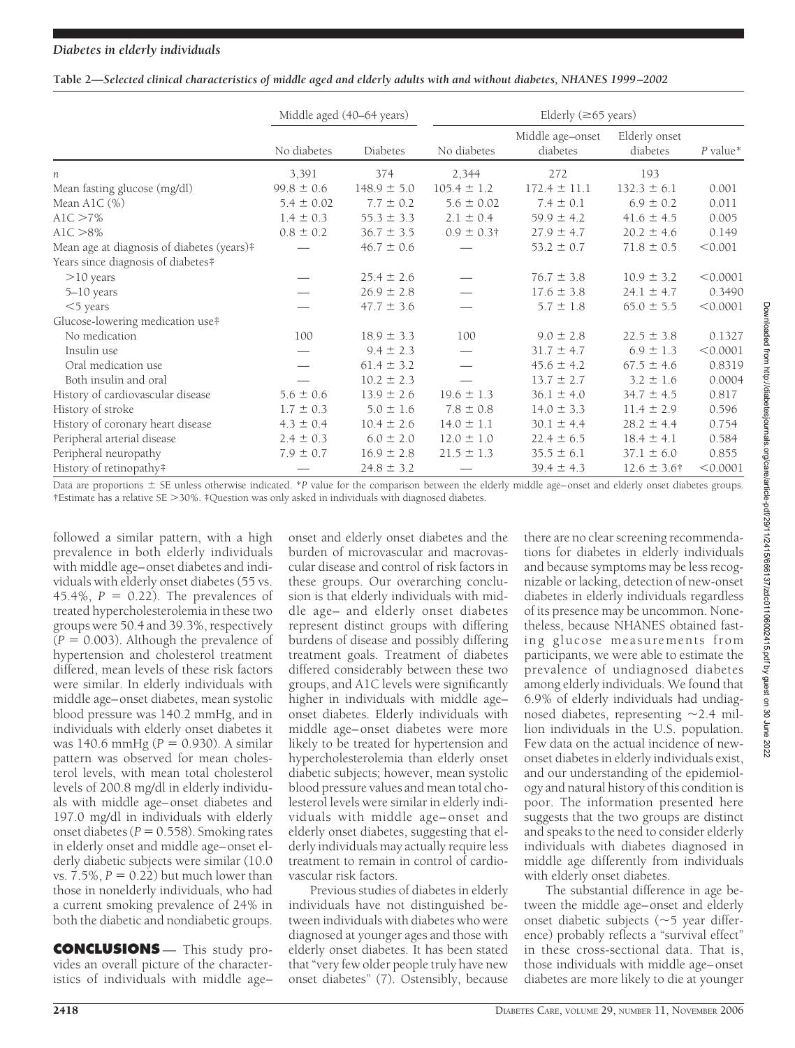**Table 2—Selected clinical characteristics of middle aged and elderly adults with and without diabetes, NHANES 1999–2002**

| | Middle aged (40–64 years) | | Elderly (≥65 years) | | | |
|---|---|---|---|---|---|---|
| | No diabetes | Diabetes | No diabetes | Middle age–onset diabetes | Elderly onset diabetes | *P* value* |
| *n* | 3,391 | 374 | 2,344 | 272 | 193 | |
| Mean fasting glucose (mg/dl) | 99.8 ± 0.6 | 148.9 ± 5.0 | 105.4 ± 1.2 | 172.4 ± 11.1 | 132.3 ± 6.1 | 0.001 |
| Mean A1C (%) | 5.4 ± 0.02 | 7.7 ± 0.2 | 5.6 ± 0.02 | 7.4 ± 0.1 | 6.9 ± 0.2 | 0.011 |
| A1C >7% | 1.4 ± 0.3 | 55.3 ± 3.3 | 2.1 ± 0.4 | 59.9 ± 4.2 | 41.6 ± 4.5 | 0.005 |
| A1C >8% | 0.8 ± 0.2 | 36.7 ± 3.5 | 0.9 ± 0.3† | 27.9 ± 4.7 | 20.2 ± 4.6 | 0.149 |
| Mean age at diagnosis of diabetes (years)‡ | — | 46.7 ± 0.6 | — | 53.2 ± 0.7 | 71.8 ± 0.5 | <0.001 |
| Years since diagnosis of diabetes‡ | | | | | | |
| >10 years | — | 25.4 ± 2.6 | — | 76.7 ± 3.8 | 10.9 ± 3.2 | <0.0001 |
| 5–10 years | — | 26.9 ± 2.8 | — | 17.6 ± 3.8 | 24.1 ± 4.7 | 0.3490 |
| <5 years | — | 47.7 ± 3.6 | — | 5.7 ± 1.8 | 65.0 ± 5.5 | <0.0001 |
| Glucose-lowering medication use‡ | | | | | | |
| No medication | 100 | 18.9 ± 3.3 | 100 | 9.0 ± 2.8 | 22.5 ± 3.8 | 0.1327 |
| Insulin use | — | 9.4 ± 2.3 | — | 31.7 ± 4.7 | 6.9 ± 1.3 | <0.0001 |
| Oral medication use | — | 61.4 ± 3.2 | — | 45.6 ± 4.2 | 67.5 ± 4.6 | 0.8319 |
| Both insulin and oral | — | 10.2 ± 2.3 | — | 13.7 ± 2.7 | 3.2 ± 1.6 | 0.0004 |
| History of cardiovascular disease | 5.6 ± 0.6 | 13.9 ± 2.6 | 19.6 ± 1.3 | 36.1 ± 4.0 | 34.7 ± 4.5 | 0.817 |
| History of stroke | 1.7 ± 0.3 | 5.0 ± 1.6 | 7.8 ± 0.8 | 14.0 ± 3.3 | 11.4 ± 2.9 | 0.596 |
| History of coronary heart disease | 4.3 ± 0.4 | 10.4 ± 2.6 | 14.0 ± 1.1 | 30.1 ± 4.4 | 28.2 ± 4.4 | 0.754 |
| Peripheral arterial disease | 2.4 ± 0.3 | 6.0 ± 2.0 | 12.0 ± 1.0 | 22.4 ± 6.5 | 18.4 ± 4.1 | 0.584 |
| Peripheral neuropathy | 7.9 ± 0.7 | 16.9 ± 2.8 | 21.5 ± 1.3 | 35.5 ± 6.1 | 37.1 ± 6.0 | 0.855 |
| History of retinopathy‡ | — | 24.8 ± 3.2 | — | 39.4 ± 4.3 | 12.6 ± 3.6† | <0.0001 |

Data are proportions ± SE unless otherwise indicated. **P* value for the comparison between the elderly middle age–onset and elderly onset diabetes groups. †Estimate has a relative SE >30%. ‡Question was only asked in individuals with diagnosed diabetes.

followed a similar pattern, with a high prevalence in both elderly individuals with middle age–onset diabetes and individuals with elderly onset diabetes (55 vs. 45.4%, $P = 0.22$). The prevalences of treated hypercholesterolemia in these two groups were 50.4 and 39.3%, respectively ($P = 0.003$). Although the prevalence of hypertension and cholesterol treatment differed, mean levels of these risk factors were similar. In elderly individuals with middle age–onset diabetes, mean systolic blood pressure was 140.2 mmHg, and in individuals with elderly onset diabetes it was 140.6 mmHg ($P = 0.930$). A similar pattern was observed for mean cholesterol levels, with mean total cholesterol levels of 200.8 mg/dl in elderly individuals with middle age–onset diabetes and 197.0 mg/dl in individuals with elderly onset diabetes ($P = 0.558$). Smoking rates in elderly onset and middle age–onset elderly diabetic subjects were similar (10.0 vs. 7.5%, $P = 0.22$) but much lower than those in nonelderly individuals, who had a current smoking prevalence of 24% in both the diabetic and nondiabetic groups.

## CONCLUSIONS

This study provides an overall picture of the characteristics of individuals with middle age–onset and elderly onset diabetes and the burden of microvascular and macrovascular disease and control of risk factors in these groups. Our overarching conclusion is that elderly individuals with middle age– and elderly onset diabetes represent distinct groups with differing burdens of disease and possibly differing treatment goals. Treatment of diabetes differed considerably between these two groups, and A1C levels were significantly higher in individuals with middle age–onset diabetes. Elderly individuals with middle age–onset diabetes were more likely to be treated for hypertension and hypercholesterolemia than elderly onset diabetic subjects; however, mean systolic blood pressure values and mean total cholesterol levels were similar in elderly individuals with middle age–onset and elderly onset diabetes, suggesting that elderly individuals may actually require less treatment to remain in control of cardiovascular risk factors.

Previous studies of diabetes in elderly individuals have not distinguished between individuals with diabetes who were diagnosed at younger ages and those with elderly onset diabetes. It has been stated that "very few older people truly have new onset diabetes" (7). Ostensibly, because there are no clear screening recommendations for diabetes in elderly individuals and because symptoms may be less recognizable or lacking, detection of new-onset diabetes in elderly individuals regardless of its presence may be uncommon. Nonetheless, because NHANES obtained fasting glucose measurements from participants, we were able to estimate the prevalence of undiagnosed diabetes among elderly individuals. We found that 6.9% of elderly individuals had undiagnosed diabetes, representing ~2.4 million individuals in the U.S. population. Few data on the actual incidence of new-onset diabetes in elderly individuals exist, and our understanding of the epidemiology and natural history of this condition is poor. The information presented here suggests that the two groups are distinct and speaks to the need to consider elderly individuals with diabetes diagnosed in middle age differently from individuals with elderly onset diabetes.

The substantial difference in age between the middle age–onset and elderly onset diabetic subjects (~5 year difference) probably reflects a "survival effect" in these cross-sectional data. That is, those individuals with middle age–onset diabetes are more likely to die at younger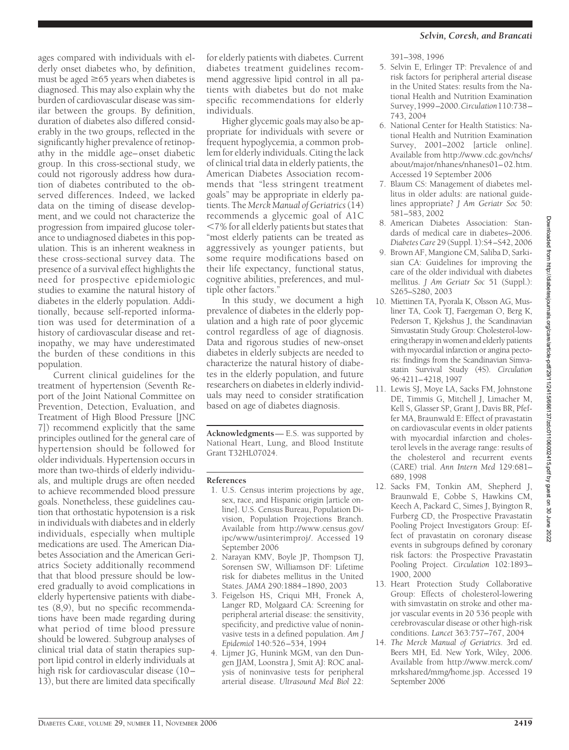ages compared with individuals with elderly onset diabetes who, by definition, must be aged ≥65 years when diabetes is diagnosed. This may also explain why the burden of cardiovascular disease was similar between the groups. By definition, duration of diabetes also differed considerably in the two groups, reflected in the significantly higher prevalence of retinopathy in the middle age–onset diabetic group. In this cross-sectional study, we could not rigorously address how duration of diabetes contributed to the observed differences. Indeed, we lacked data on the timing of disease development, and we could not characterize the progression from impaired glucose tolerance to undiagnosed diabetes in this population. This is an inherent weakness in these cross-sectional survey data. The presence of a survival effect highlights the need for prospective epidemiologic studies to examine the natural history of diabetes in the elderly population. Additionally, because self-reported information was used for determination of a history of cardiovascular disease and retinopathy, we may have underestimated the burden of these conditions in this population.

Current clinical guidelines for the treatment of hypertension (Seventh Report of the Joint National Committee on Prevention, Detection, Evaluation, and Treatment of High Blood Pressure [JNC 7]) recommend explicitly that the same principles outlined for the general care of hypertension should be followed for older individuals. Hypertension occurs in more than two-thirds of elderly individuals, and multiple drugs are often needed to achieve recommended blood pressure goals. Nonetheless, these guidelines caution that orthostatic hypotension is a risk in individuals with diabetes and in elderly individuals, especially when multiple medications are used. The American Diabetes Association and the American Geriatrics Society additionally recommend that that blood pressure should be lowered gradually to avoid complications in elderly hypertensive patients with diabetes (8,9), but no specific recommendations have been made regarding during what period of time blood pressure should be lowered. Subgroup analyses of clinical trial data of statin therapies support lipid control in elderly individuals at high risk for cardiovascular disease (10–13), but there are limited data specifically for elderly patients with diabetes. Current diabetes treatment guidelines recommend aggressive lipid control in all patients with diabetes but do not make specific recommendations for elderly individuals.

Higher glycemic goals may also be appropriate for individuals with severe or frequent hypoglycemia, a common problem for elderly individuals. Citing the lack of clinical trial data in elderly patients, the American Diabetes Association recommends that "less stringent treatment goals" may be appropriate in elderly patients. The *Merck Manual of Geriatrics* (14) recommends a glycemic goal of A1C <7% for all elderly patients but states that "most elderly patients can be treated as aggressively as younger patients, but some require modifications based on their life expectancy, functional status, cognitive abilities, preferences, and multiple other factors."

In this study, we document a high prevalence of diabetes in the elderly population and a high rate of poor glycemic control regardless of age of diagnosis. Data and rigorous studies of new-onset diabetes in elderly subjects are needed to characterize the natural history of diabetes in the elderly population, and future researchers on diabetes in elderly individuals may need to consider stratification based on age of diabetes diagnosis.

**Acknowledgments**— E.S. was supported by National Heart, Lung, and Blood Institute Grant T32HL07024.

## References

1. U.S. Census interim projections by age, sex, race, and Hispanic origin [article online]. U.S. Census Bureau, Population Division, Population Projections Branch. Available from http://www.census.gov/ipc/www/usinterimproj/. Accessed 19 September 2006
2. Narayan KMV, Boyle JP, Thompson TJ, Sorensen SW, Williamson DF: Lifetime risk for diabetes mellitus in the United States. *JAMA* 290:1884–1890, 2003
3. Feigelson HS, Criqui MH, Fronek A, Langer RD, Molgaard CA: Screening for peripheral arterial disease: the sensitivity, specificity, and predictive value of noninvasive tests in a defined population. *Am J Epidemiol* 140:526–534, 1994
4. Lijmer JG, Hunink MGM, van den Dungen JJAM, Loonstra J, Smit AJ: ROC analysis of noninvasive tests for peripheral arterial disease. *Ultrasound Med Biol* 22: 391–398, 1996
5. Selvin E, Erlinger TP: Prevalence of and risk factors for peripheral arterial disease in the United States: results from the National Health and Nutrition Examination Survey, 1999–2000. *Circulation* 110:738–743, 2004
6. National Center for Health Statistics: National Health and Nutrition Examination Survey, 2001–2002 [article online]. Available from http://www.cdc.gov/nchs/about/major/nhanes/nhanes01–02.htm. Accessed 19 September 2006
7. Blaum CS: Management of diabetes mellitus in older adults: are national guidelines appropriate? *J Am Geriatr Soc* 50: 581–583, 2002
8. American Diabetes Association: Standards of medical care in diabetes–2006. *Diabetes Care* 29 (Suppl. 1):S4–S42, 2006
9. Brown AF, Mangione CM, Saliba D, Sarkisian CA: Guidelines for improving the care of the older individual with diabetes mellitus. *J Am Geriatr Soc* 51 (Suppl.): S265–S280, 2003
10. Miettinen TA, Pyorala K, Olsson AG, Musliner TA, Cook TJ, Faergeman O, Berg K, Pederson T, Kjekshus J, the Scandinavian Simvastatin Study Group: Cholesterol-lowering therapy in women and elderly patients with myocardial infarction or angina pectoris: findings from the Scandinavian Simvastatin Survival Study (4S). *Circulation* 96:4211–4218, 1997
11. Lewis SJ, Moye LA, Sacks FM, Johnstone DE, Timmis G, Mitchell J, Limacher M, Kell S, Glasser SP, Grant J, Davis BR, Pfeffer MA, Braunwald E: Effect of pravastatin on cardiovascular events in older patients with myocardial infarction and cholesterol levels in the average range: results of the cholesterol and recurrent events (CARE) trial. *Ann Intern Med* 129:681–689, 1998
12. Sacks FM, Tonkin AM, Shepherd J, Braunwald E, Cobbe S, Hawkins CM, Keech A, Packard C, Simes J, Byington R, Furberg CD, the Prospective Pravastatin Pooling Project Investigators Group: Effect of pravastatin on coronary disease events in subgroups defined by coronary risk factors: the Prospective Pravastatin Pooling Project. *Circulation* 102:1893–1900, 2000
13. Heart Protection Study Collaborative Group: Effects of cholesterol-lowering with simvastatin on stroke and other major vascular events in 20 536 people with cerebrovascular disease or other high-risk conditions. *Lancet* 363:757–767, 2004
14. *The Merck Manual of Geriatrics*. 3rd ed. Beers MH, Ed. New York, Wiley, 2006. Available from http://www.merck.com/mrkshared/mmg/home.jsp. Accessed 19 September 2006